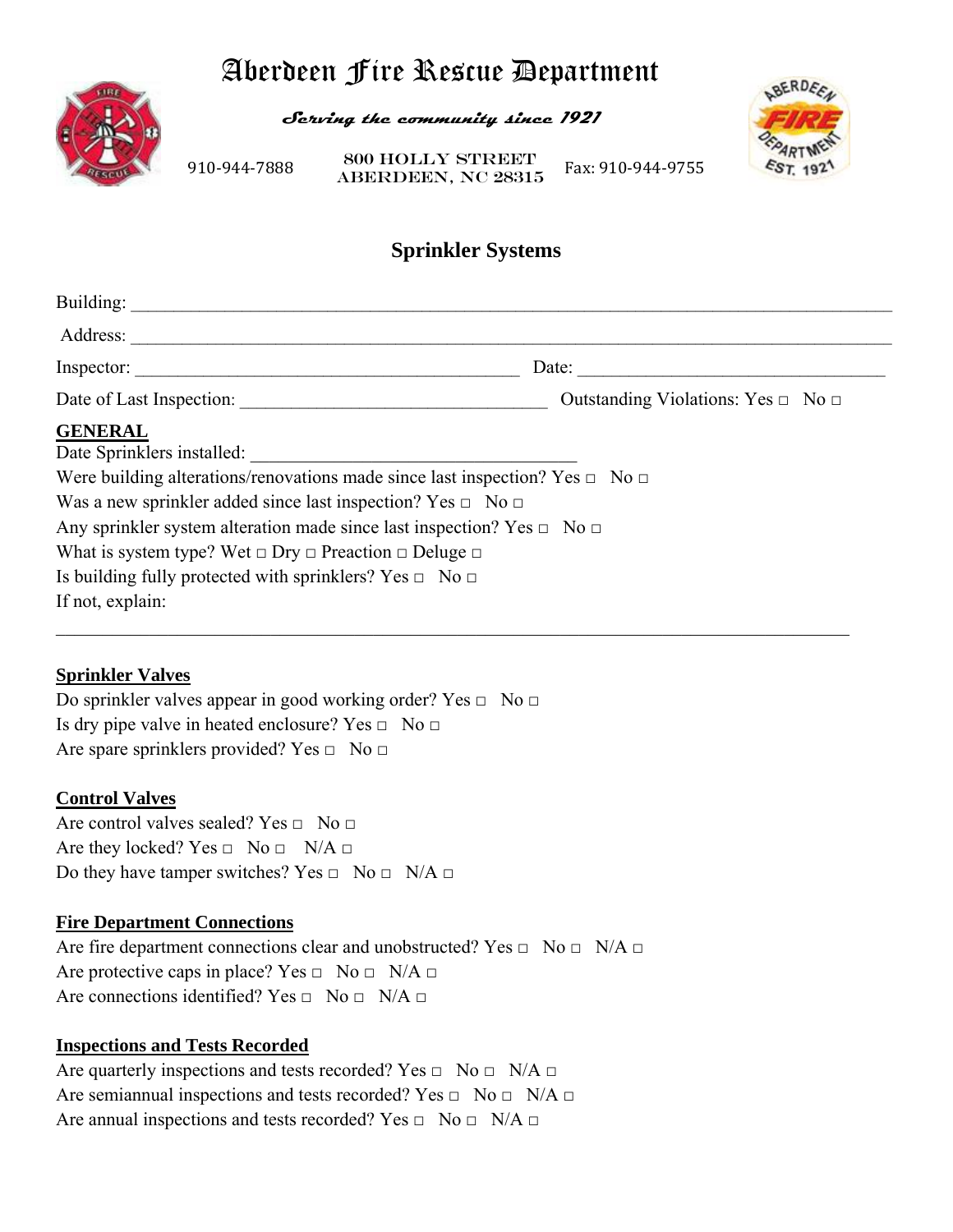# Aberdeen Fire Rescue Department

*Serving the community since 1921*

910-944-7888 | 800 HOLLY STREET ABERDEEN, NC 28315 | Fax: 910-944-9755

## Sprinkler Systems

Building: ____________________________________________________________

Address: ____________________________________________________________

Inspector: ______________________________ Date: ______________________

Date of Last Inspection: ______________________ Outstanding Violations: Yes □ No □

**GENERAL**

Date Sprinklers installed: ______________________

Were building alterations/renovations made since last inspection? Yes □ No □

Was a new sprinkler added since last inspection? Yes □ No □

Any sprinkler system alteration made since last inspection? Yes □ No □

What is system type? Wet □ Dry □ Preaction □ Deluge □

Is building fully protected with sprinklers? Yes □ No □

If not, explain:

____________________________________________________________

**Sprinkler Valves**

Do sprinkler valves appear in good working order? Yes □ No □

Is dry pipe valve in heated enclosure? Yes □ No □

Are spare sprinklers provided? Yes □ No □

**Control Valves**

Are control valves sealed? Yes □ No □

Are they locked? Yes □ No □ N/A □

Do they have tamper switches? Yes □ No □ N/A □

**Fire Department Connections**

Are fire department connections clear and unobstructed? Yes □ No □ N/A □

Are protective caps in place? Yes □ No □ N/A □

Are connections identified? Yes □ No □ N/A □

**Inspections and Tests Recorded**

Are quarterly inspections and tests recorded? Yes □ No □ N/A □

Are semiannual inspections and tests recorded? Yes □ No □ N/A □

Are annual inspections and tests recorded? Yes □ No □ N/A □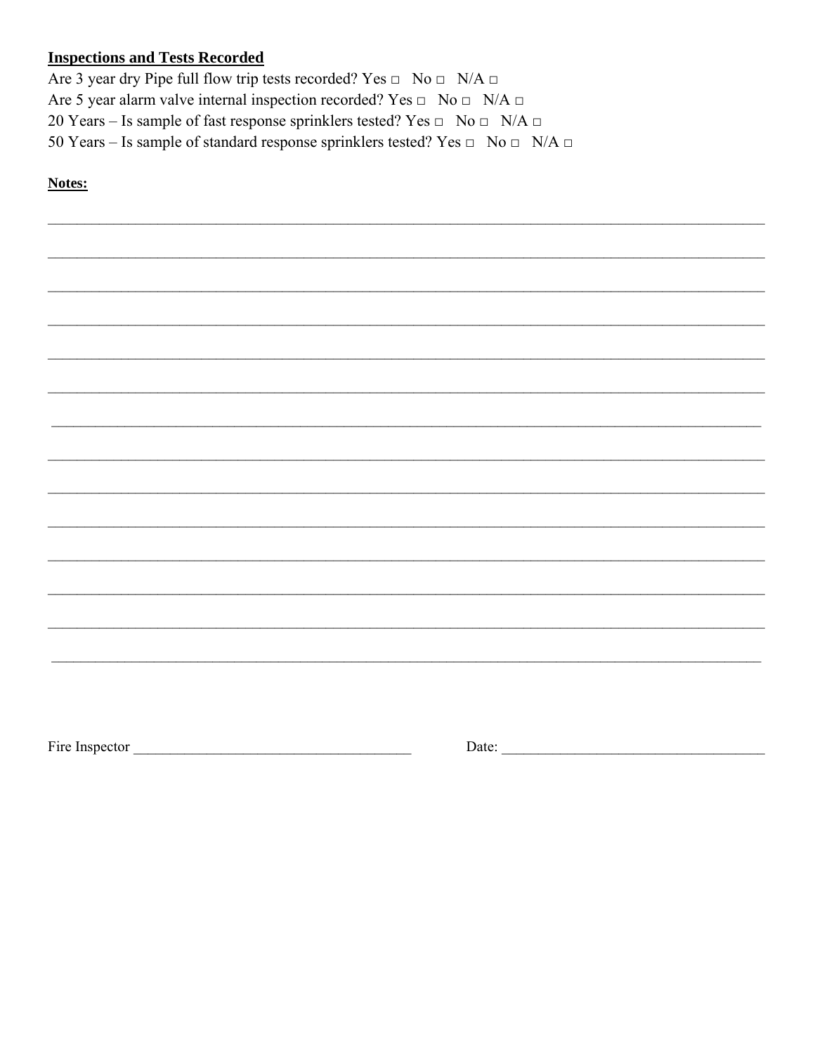**Inspections and Tests Recorded**

Are 3 year dry Pipe full flow trip tests recorded? Yes □ No □ N/A □

Are 5 year alarm valve internal inspection recorded? Yes □ No □ N/A □

20 Years – Is sample of fast response sprinklers tested? Yes □ No □ N/A □

50 Years – Is sample of standard response sprinklers tested? Yes □ No □ N/A □

**Notes:**

\_\_\_\_\_\_\_\_\_\_\_\_\_\_\_\_\_\_\_\_\_\_\_\_\_\_\_\_\_\_\_\_\_\_\_\_\_\_\_\_\_\_\_\_\_\_\_\_\_\_\_\_\_\_\_\_\_\_\_\_\_\_\_\_\_\_\_\_\_\_\_\_\_\_\_\_\_\_

\_\_\_\_\_\_\_\_\_\_\_\_\_\_\_\_\_\_\_\_\_\_\_\_\_\_\_\_\_\_\_\_\_\_\_\_\_\_\_\_\_\_\_\_\_\_\_\_\_\_\_\_\_\_\_\_\_\_\_\_\_\_\_\_\_\_\_\_\_\_\_\_\_\_\_\_\_\_

\_\_\_\_\_\_\_\_\_\_\_\_\_\_\_\_\_\_\_\_\_\_\_\_\_\_\_\_\_\_\_\_\_\_\_\_\_\_\_\_\_\_\_\_\_\_\_\_\_\_\_\_\_\_\_\_\_\_\_\_\_\_\_\_\_\_\_\_\_\_\_\_\_\_\_\_\_\_

\_\_\_\_\_\_\_\_\_\_\_\_\_\_\_\_\_\_\_\_\_\_\_\_\_\_\_\_\_\_\_\_\_\_\_\_\_\_\_\_\_\_\_\_\_\_\_\_\_\_\_\_\_\_\_\_\_\_\_\_\_\_\_\_\_\_\_\_\_\_\_\_\_\_\_\_\_\_

\_\_\_\_\_\_\_\_\_\_\_\_\_\_\_\_\_\_\_\_\_\_\_\_\_\_\_\_\_\_\_\_\_\_\_\_\_\_\_\_\_\_\_\_\_\_\_\_\_\_\_\_\_\_\_\_\_\_\_\_\_\_\_\_\_\_\_\_\_\_\_\_\_\_\_\_\_\_

\_\_\_\_\_\_\_\_\_\_\_\_\_\_\_\_\_\_\_\_\_\_\_\_\_\_\_\_\_\_\_\_\_\_\_\_\_\_\_\_\_\_\_\_\_\_\_\_\_\_\_\_\_\_\_\_\_\_\_\_\_\_\_\_\_\_\_\_\_\_\_\_\_\_\_\_\_\_

\_\_\_\_\_\_\_\_\_\_\_\_\_\_\_\_\_\_\_\_\_\_\_\_\_\_\_\_\_\_\_\_\_\_\_\_\_\_\_\_\_\_\_\_\_\_\_\_\_\_\_\_\_\_\_\_\_\_\_\_\_\_\_\_\_\_\_\_\_\_\_\_\_\_\_\_\_\_

\_\_\_\_\_\_\_\_\_\_\_\_\_\_\_\_\_\_\_\_\_\_\_\_\_\_\_\_\_\_\_\_\_\_\_\_\_\_\_\_\_\_\_\_\_\_\_\_\_\_\_\_\_\_\_\_\_\_\_\_\_\_\_\_\_\_\_\_\_\_\_\_\_\_\_\_\_\_

\_\_\_\_\_\_\_\_\_\_\_\_\_\_\_\_\_\_\_\_\_\_\_\_\_\_\_\_\_\_\_\_\_\_\_\_\_\_\_\_\_\_\_\_\_\_\_\_\_\_\_\_\_\_\_\_\_\_\_\_\_\_\_\_\_\_\_\_\_\_\_\_\_\_\_\_\_\_

\_\_\_\_\_\_\_\_\_\_\_\_\_\_\_\_\_\_\_\_\_\_\_\_\_\_\_\_\_\_\_\_\_\_\_\_\_\_\_\_\_\_\_\_\_\_\_\_\_\_\_\_\_\_\_\_\_\_\_\_\_\_\_\_\_\_\_\_\_\_\_\_\_\_\_\_\_\_

\_\_\_\_\_\_\_\_\_\_\_\_\_\_\_\_\_\_\_\_\_\_\_\_\_\_\_\_\_\_\_\_\_\_\_\_\_\_\_\_\_\_\_\_\_\_\_\_\_\_\_\_\_\_\_\_\_\_\_\_\_\_\_\_\_\_\_\_\_\_\_\_\_\_\_\_\_\_

\_\_\_\_\_\_\_\_\_\_\_\_\_\_\_\_\_\_\_\_\_\_\_\_\_\_\_\_\_\_\_\_\_\_\_\_\_\_\_\_\_\_\_\_\_\_\_\_\_\_\_\_\_\_\_\_\_\_\_\_\_\_\_\_\_\_\_\_\_\_\_\_\_\_\_\_\_\_

\_\_\_\_\_\_\_\_\_\_\_\_\_\_\_\_\_\_\_\_\_\_\_\_\_\_\_\_\_\_\_\_\_\_\_\_\_\_\_\_\_\_\_\_\_\_\_\_\_\_\_\_\_\_\_\_\_\_\_\_\_\_\_\_\_\_\_\_\_\_\_\_\_\_\_\_\_\_

\_\_\_\_\_\_\_\_\_\_\_\_\_\_\_\_\_\_\_\_\_\_\_\_\_\_\_\_\_\_\_\_\_\_\_\_\_\_\_\_\_\_\_\_\_\_\_\_\_\_\_\_\_\_\_\_\_\_\_\_\_\_\_\_\_\_\_\_\_\_\_\_\_\_\_\_\_\_

Fire Inspector \_\_\_\_\_\_\_\_\_\_\_\_\_\_\_\_\_\_\_\_\_\_\_\_\_\_\_\_\_\_\_\_\_\_\_\_ Date: \_\_\_\_\_\_\_\_\_\_\_\_\_\_\_\_\_\_\_\_\_\_\_\_\_\_\_\_\_\_\_\_\_\_